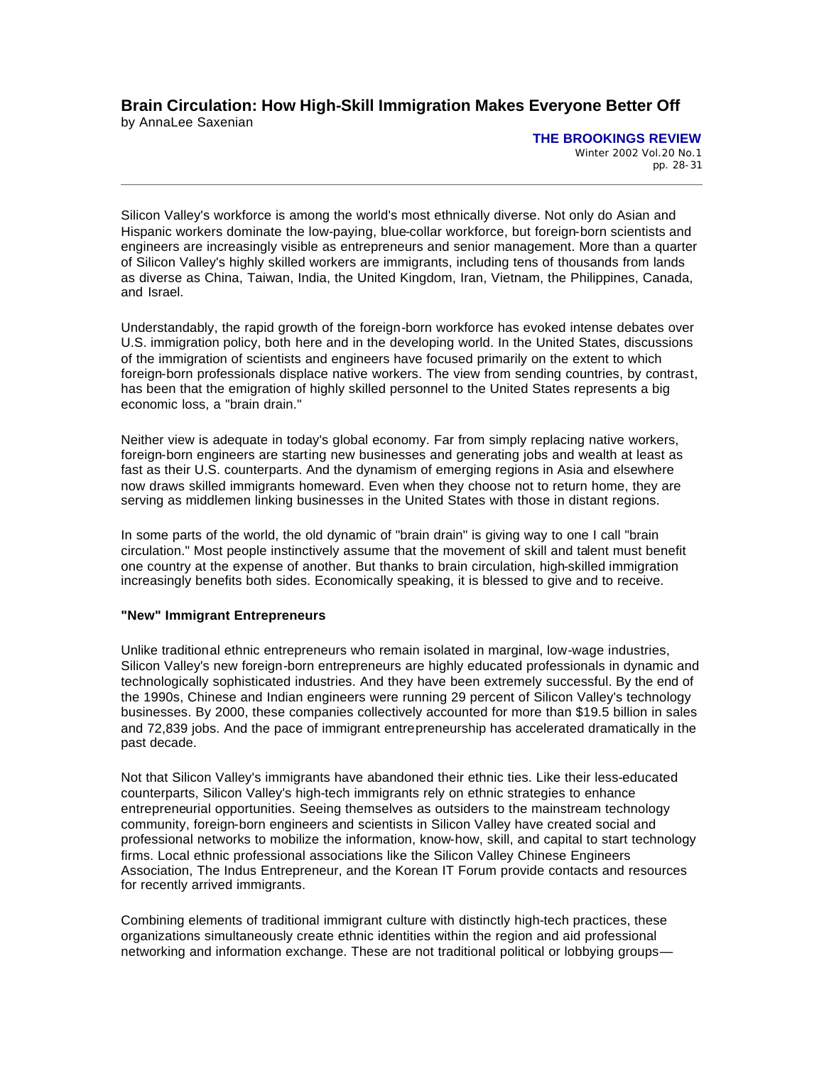# Brain Circulation: How High-Skill Immigration Makes Everyone Better Off

by AnnaLee Saxenian

**THE BROOKINGS REVIEW**
Winter 2002 Vol.20 No.1
pp. 28-31

---

Silicon Valley's workforce is among the world's most ethnically diverse. Not only do Asian and Hispanic workers dominate the low-paying, blue-collar workforce, but foreign-born scientists and engineers are increasingly visible as entrepreneurs and senior management. More than a quarter of Silicon Valley's highly skilled workers are immigrants, including tens of thousands from lands as diverse as China, Taiwan, India, the United Kingdom, Iran, Vietnam, the Philippines, Canada, and Israel.

Understandably, the rapid growth of the foreign-born workforce has evoked intense debates over U.S. immigration policy, both here and in the developing world. In the United States, discussions of the immigration of scientists and engineers have focused primarily on the extent to which foreign-born professionals displace native workers. The view from sending countries, by contrast, has been that the emigration of highly skilled personnel to the United States represents a big economic loss, a "brain drain."

Neither view is adequate in today's global economy. Far from simply replacing native workers, foreign-born engineers are starting new businesses and generating jobs and wealth at least as fast as their U.S. counterparts. And the dynamism of emerging regions in Asia and elsewhere now draws skilled immigrants homeward. Even when they choose not to return home, they are serving as middlemen linking businesses in the United States with those in distant regions.

In some parts of the world, the old dynamic of "brain drain" is giving way to one I call "brain circulation." Most people instinctively assume that the movement of skill and talent must benefit one country at the expense of another. But thanks to brain circulation, high-skilled immigration increasingly benefits both sides. Economically speaking, it is blessed to give and to receive.

### "New" Immigrant Entrepreneurs

Unlike traditional ethnic entrepreneurs who remain isolated in marginal, low-wage industries, Silicon Valley's new foreign-born entrepreneurs are highly educated professionals in dynamic and technologically sophisticated industries. And they have been extremely successful. By the end of the 1990s, Chinese and Indian engineers were running 29 percent of Silicon Valley's technology businesses. By 2000, these companies collectively accounted for more than $19.5 billion in sales and 72,839 jobs. And the pace of immigrant entrepreneurship has accelerated dramatically in the past decade.

Not that Silicon Valley's immigrants have abandoned their ethnic ties. Like their less-educated counterparts, Silicon Valley's high-tech immigrants rely on ethnic strategies to enhance entrepreneurial opportunities. Seeing themselves as outsiders to the mainstream technology community, foreign-born engineers and scientists in Silicon Valley have created social and professional networks to mobilize the information, know-how, skill, and capital to start technology firms. Local ethnic professional associations like the Silicon Valley Chinese Engineers Association, The Indus Entrepreneur, and the Korean IT Forum provide contacts and resources for recently arrived immigrants.

Combining elements of traditional immigrant culture with distinctly high-tech practices, these organizations simultaneously create ethnic identities within the region and aid professional networking and information exchange. These are not traditional political or lobbying groups—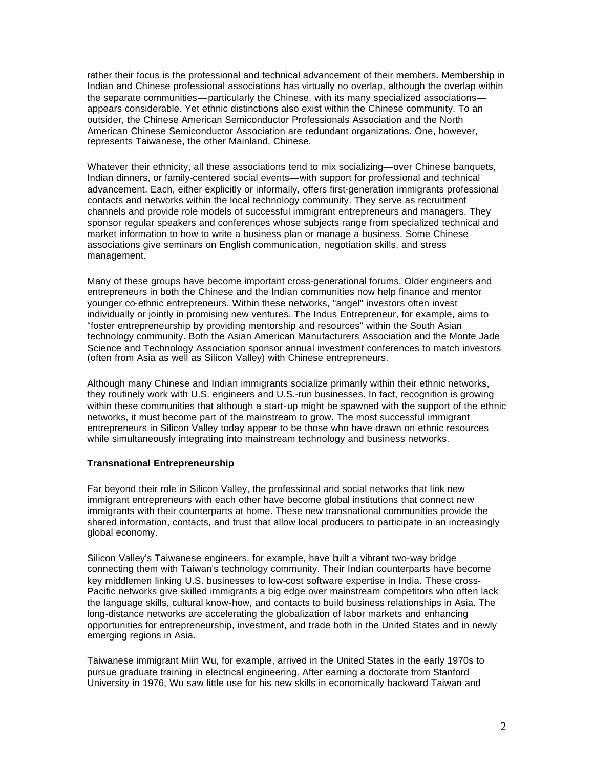rather their focus is the professional and technical advancement of their members. Membership in Indian and Chinese professional associations has virtually no overlap, although the overlap within the separate communities—particularly the Chinese, with its many specialized associations—appears considerable. Yet ethnic distinctions also exist within the Chinese community. To an outsider, the Chinese American Semiconductor Professionals Association and the North American Chinese Semiconductor Association are redundant organizations. One, however, represents Taiwanese, the other Mainland, Chinese.

Whatever their ethnicity, all these associations tend to mix socializing—over Chinese banquets, Indian dinners, or family-centered social events—with support for professional and technical advancement. Each, either explicitly or informally, offers first-generation immigrants professional contacts and networks within the local technology community. They serve as recruitment channels and provide role models of successful immigrant entrepreneurs and managers. They sponsor regular speakers and conferences whose subjects range from specialized technical and market information to how to write a business plan or manage a business. Some Chinese associations give seminars on English communication, negotiation skills, and stress management.

Many of these groups have become important cross-generational forums. Older engineers and entrepreneurs in both the Chinese and the Indian communities now help finance and mentor younger co-ethnic entrepreneurs. Within these networks, "angel" investors often invest individually or jointly in promising new ventures. The Indus Entrepreneur, for example, aims to "foster entrepreneurship by providing mentorship and resources" within the South Asian technology community. Both the Asian American Manufacturers Association and the Monte Jade Science and Technology Association sponsor annual investment conferences to match investors (often from Asia as well as Silicon Valley) with Chinese entrepreneurs.

Although many Chinese and Indian immigrants socialize primarily within their ethnic networks, they routinely work with U.S. engineers and U.S.-run businesses. In fact, recognition is growing within these communities that although a start-up might be spawned with the support of the ethnic networks, it must become part of the mainstream to grow. The most successful immigrant entrepreneurs in Silicon Valley today appear to be those who have drawn on ethnic resources while simultaneously integrating into mainstream technology and business networks.

**Transnational Entrepreneurship**

Far beyond their role in Silicon Valley, the professional and social networks that link new immigrant entrepreneurs with each other have become global institutions that connect new immigrants with their counterparts at home. These new transnational communities provide the shared information, contacts, and trust that allow local producers to participate in an increasingly global economy.

Silicon Valley's Taiwanese engineers, for example, have built a vibrant two-way bridge connecting them with Taiwan's technology community. Their Indian counterparts have become key middlemen linking U.S. businesses to low-cost software expertise in India. These cross-Pacific networks give skilled immigrants a big edge over mainstream competitors who often lack the language skills, cultural know-how, and contacts to build business relationships in Asia. The long-distance networks are accelerating the globalization of labor markets and enhancing opportunities for entrepreneurship, investment, and trade both in the United States and in newly emerging regions in Asia.

Taiwanese immigrant Miin Wu, for example, arrived in the United States in the early 1970s to pursue graduate training in electrical engineering. After earning a doctorate from Stanford University in 1976, Wu saw little use for his new skills in economically backward Taiwan and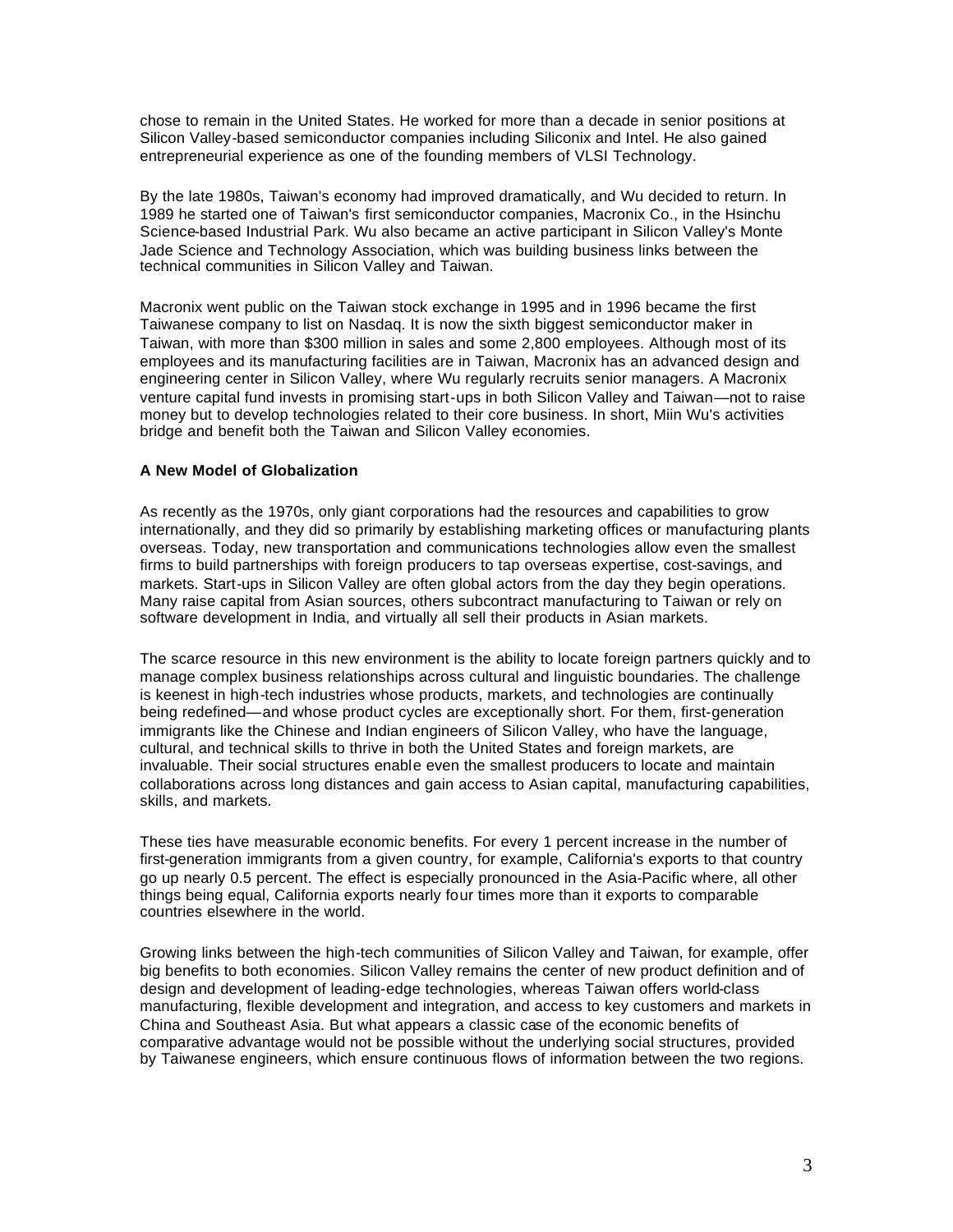chose to remain in the United States. He worked for more than a decade in senior positions at Silicon Valley-based semiconductor companies including Siliconix and Intel. He also gained entrepreneurial experience as one of the founding members of VLSI Technology.

By the late 1980s, Taiwan's economy had improved dramatically, and Wu decided to return. In 1989 he started one of Taiwan's first semiconductor companies, Macronix Co., in the Hsinchu Science-based Industrial Park. Wu also became an active participant in Silicon Valley's Monte Jade Science and Technology Association, which was building business links between the technical communities in Silicon Valley and Taiwan.

Macronix went public on the Taiwan stock exchange in 1995 and in 1996 became the first Taiwanese company to list on Nasdaq. It is now the sixth biggest semiconductor maker in Taiwan, with more than $300 million in sales and some 2,800 employees. Although most of its employees and its manufacturing facilities are in Taiwan, Macronix has an advanced design and engineering center in Silicon Valley, where Wu regularly recruits senior managers. A Macronix venture capital fund invests in promising start-ups in both Silicon Valley and Taiwan—not to raise money but to develop technologies related to their core business. In short, Miin Wu's activities bridge and benefit both the Taiwan and Silicon Valley economies.

**A New Model of Globalization**

As recently as the 1970s, only giant corporations had the resources and capabilities to grow internationally, and they did so primarily by establishing marketing offices or manufacturing plants overseas. Today, new transportation and communications technologies allow even the smallest firms to build partnerships with foreign producers to tap overseas expertise, cost-savings, and markets. Start-ups in Silicon Valley are often global actors from the day they begin operations. Many raise capital from Asian sources, others subcontract manufacturing to Taiwan or rely on software development in India, and virtually all sell their products in Asian markets.

The scarce resource in this new environment is the ability to locate foreign partners quickly and to manage complex business relationships across cultural and linguistic boundaries. The challenge is keenest in high-tech industries whose products, markets, and technologies are continually being redefined—and whose product cycles are exceptionally short. For them, first-generation immigrants like the Chinese and Indian engineers of Silicon Valley, who have the language, cultural, and technical skills to thrive in both the United States and foreign markets, are invaluable. Their social structures enable even the smallest producers to locate and maintain collaborations across long distances and gain access to Asian capital, manufacturing capabilities, skills, and markets.

These ties have measurable economic benefits. For every 1 percent increase in the number of first-generation immigrants from a given country, for example, California's exports to that country go up nearly 0.5 percent. The effect is especially pronounced in the Asia-Pacific where, all other things being equal, California exports nearly four times more than it exports to comparable countries elsewhere in the world.

Growing links between the high-tech communities of Silicon Valley and Taiwan, for example, offer big benefits to both economies. Silicon Valley remains the center of new product definition and of design and development of leading-edge technologies, whereas Taiwan offers world-class manufacturing, flexible development and integration, and access to key customers and markets in China and Southeast Asia. But what appears a classic case of the economic benefits of comparative advantage would not be possible without the underlying social structures, provided by Taiwanese engineers, which ensure continuous flows of information between the two regions.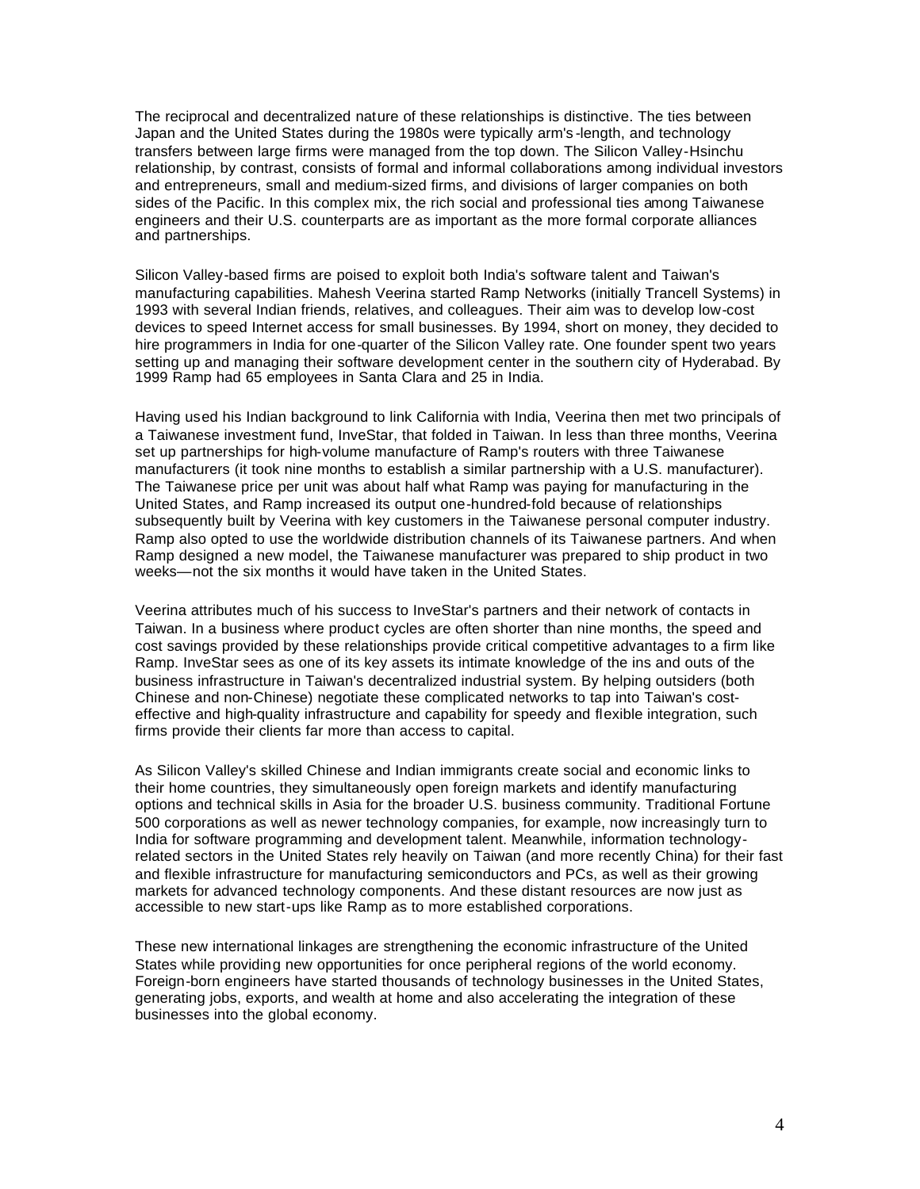The reciprocal and decentralized nature of these relationships is distinctive. The ties between Japan and the United States during the 1980s were typically arm's-length, and technology transfers between large firms were managed from the top down. The Silicon Valley-Hsinchu relationship, by contrast, consists of formal and informal collaborations among individual investors and entrepreneurs, small and medium-sized firms, and divisions of larger companies on both sides of the Pacific. In this complex mix, the rich social and professional ties among Taiwanese engineers and their U.S. counterparts are as important as the more formal corporate alliances and partnerships.

Silicon Valley-based firms are poised to exploit both India's software talent and Taiwan's manufacturing capabilities. Mahesh Veerina started Ramp Networks (initially Trancell Systems) in 1993 with several Indian friends, relatives, and colleagues. Their aim was to develop low-cost devices to speed Internet access for small businesses. By 1994, short on money, they decided to hire programmers in India for one-quarter of the Silicon Valley rate. One founder spent two years setting up and managing their software development center in the southern city of Hyderabad. By 1999 Ramp had 65 employees in Santa Clara and 25 in India.

Having used his Indian background to link California with India, Veerina then met two principals of a Taiwanese investment fund, InveStar, that folded in Taiwan. In less than three months, Veerina set up partnerships for high-volume manufacture of Ramp's routers with three Taiwanese manufacturers (it took nine months to establish a similar partnership with a U.S. manufacturer). The Taiwanese price per unit was about half what Ramp was paying for manufacturing in the United States, and Ramp increased its output one-hundred-fold because of relationships subsequently built by Veerina with key customers in the Taiwanese personal computer industry. Ramp also opted to use the worldwide distribution channels of its Taiwanese partners. And when Ramp designed a new model, the Taiwanese manufacturer was prepared to ship product in two weeks—not the six months it would have taken in the United States.

Veerina attributes much of his success to InveStar's partners and their network of contacts in Taiwan. In a business where product cycles are often shorter than nine months, the speed and cost savings provided by these relationships provide critical competitive advantages to a firm like Ramp. InveStar sees as one of its key assets its intimate knowledge of the ins and outs of the business infrastructure in Taiwan's decentralized industrial system. By helping outsiders (both Chinese and non-Chinese) negotiate these complicated networks to tap into Taiwan's cost-effective and high-quality infrastructure and capability for speedy and flexible integration, such firms provide their clients far more than access to capital.

As Silicon Valley's skilled Chinese and Indian immigrants create social and economic links to their home countries, they simultaneously open foreign markets and identify manufacturing options and technical skills in Asia for the broader U.S. business community. Traditional Fortune 500 corporations as well as newer technology companies, for example, now increasingly turn to India for software programming and development talent. Meanwhile, information technology-related sectors in the United States rely heavily on Taiwan (and more recently China) for their fast and flexible infrastructure for manufacturing semiconductors and PCs, as well as their growing markets for advanced technology components. And these distant resources are now just as accessible to new start-ups like Ramp as to more established corporations.

These new international linkages are strengthening the economic infrastructure of the United States while providing new opportunities for once peripheral regions of the world economy. Foreign-born engineers have started thousands of technology businesses in the United States, generating jobs, exports, and wealth at home and also accelerating the integration of these businesses into the global economy.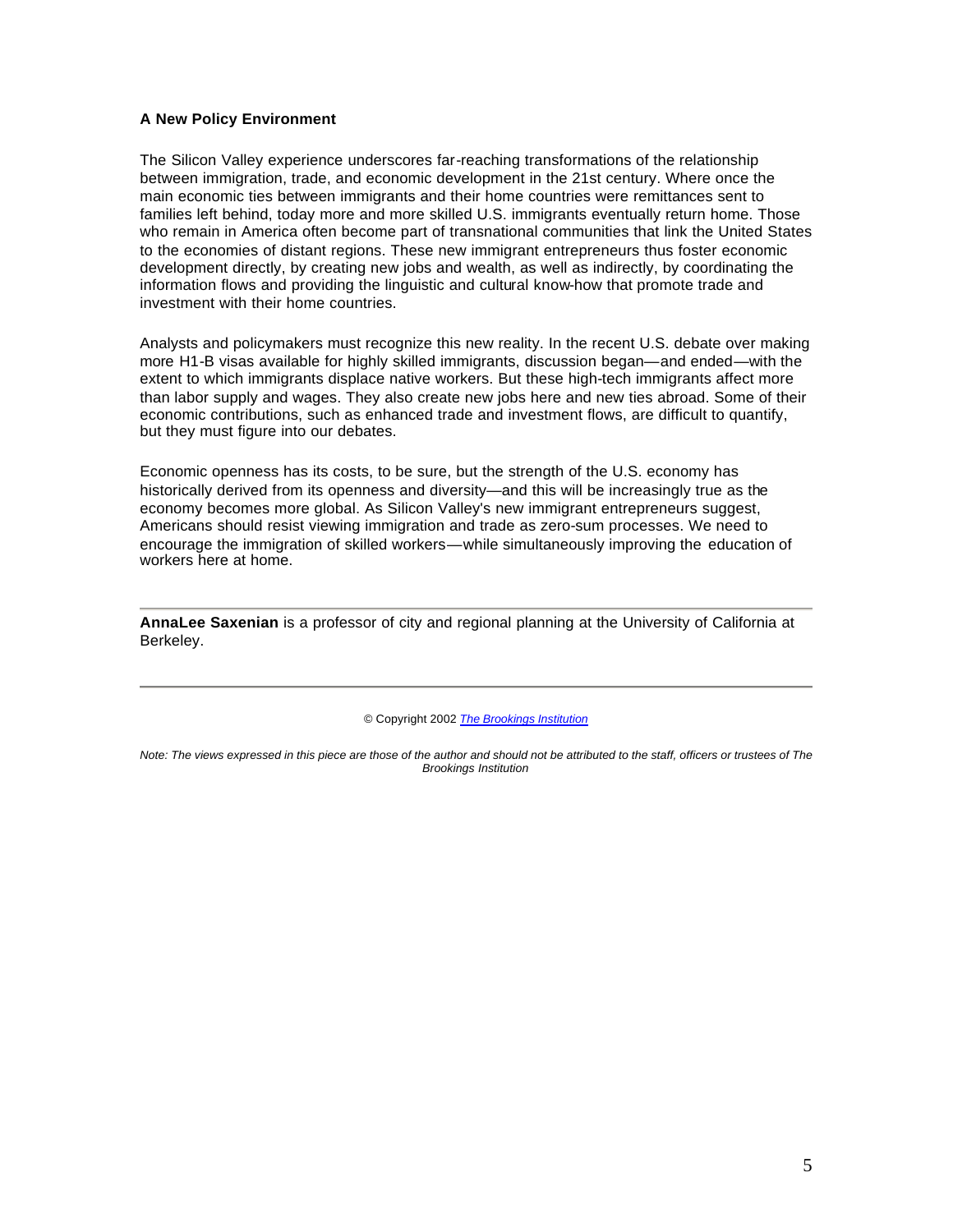### A New Policy Environment

The Silicon Valley experience underscores far-reaching transformations of the relationship between immigration, trade, and economic development in the 21st century. Where once the main economic ties between immigrants and their home countries were remittances sent to families left behind, today more and more skilled U.S. immigrants eventually return home. Those who remain in America often become part of transnational communities that link the United States to the economies of distant regions. These new immigrant entrepreneurs thus foster economic development directly, by creating new jobs and wealth, as well as indirectly, by coordinating the information flows and providing the linguistic and cultural know-how that promote trade and investment with their home countries.

Analysts and policymakers must recognize this new reality. In the recent U.S. debate over making more H1-B visas available for highly skilled immigrants, discussion began—and ended—with the extent to which immigrants displace native workers. But these high-tech immigrants affect more than labor supply and wages. They also create new jobs here and new ties abroad. Some of their economic contributions, such as enhanced trade and investment flows, are difficult to quantify, but they must figure into our debates.

Economic openness has its costs, to be sure, but the strength of the U.S. economy has historically derived from its openness and diversity—and this will be increasingly true as the economy becomes more global. As Silicon Valley's new immigrant entrepreneurs suggest, Americans should resist viewing immigration and trade as zero-sum processes. We need to encourage the immigration of skilled workers—while simultaneously improving the education of workers here at home.

---

**AnnaLee Saxenian** is a professor of city and regional planning at the University of California at Berkeley.

---

© Copyright 2002 *The Brookings Institution*

*Note: The views expressed in this piece are those of the author and should not be attributed to the staff, officers or trustees of The Brookings Institution*